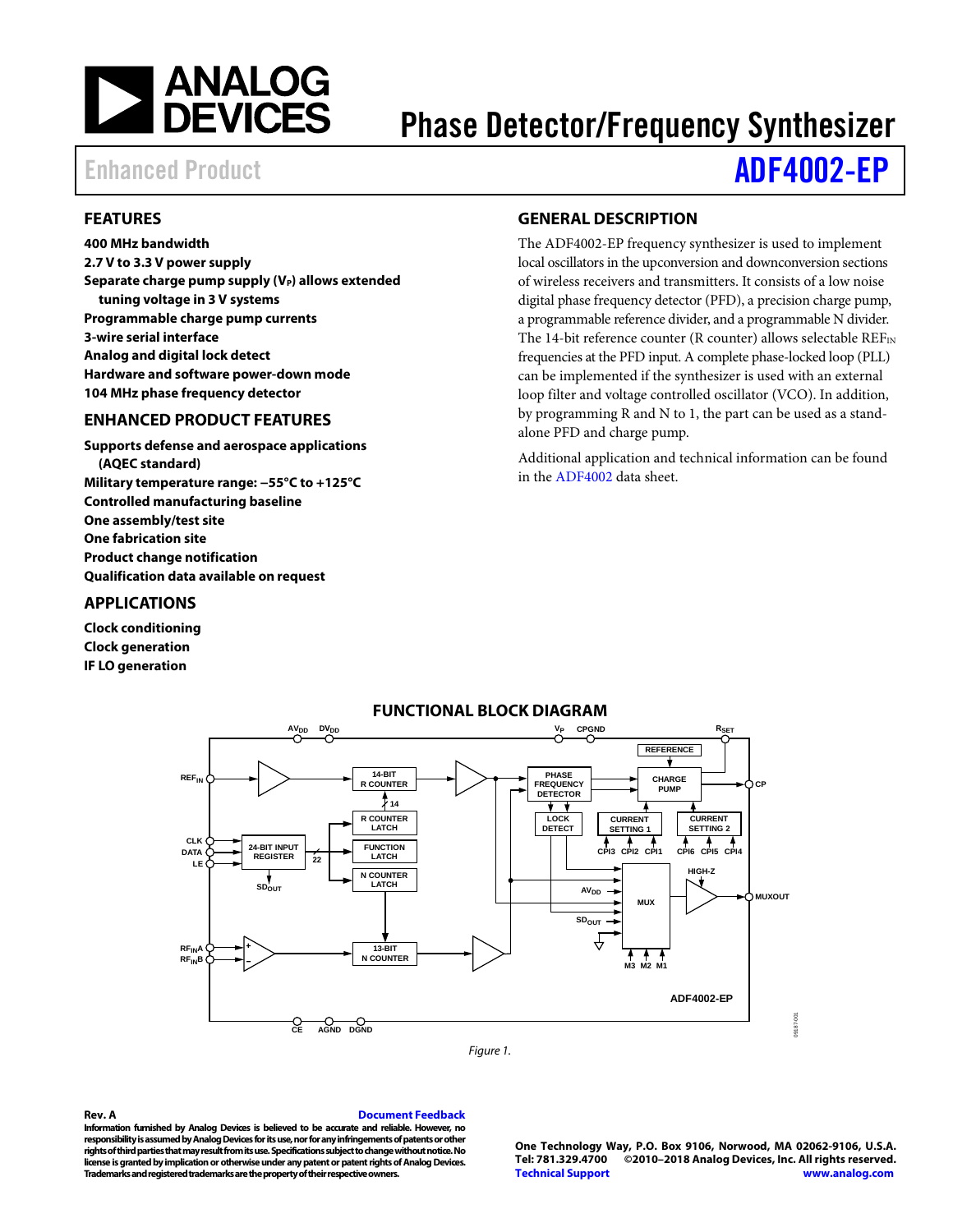# Phase Detector/Frequency Synthesizer

Enhanced Product

# ADF4002-EP

## FEATURES

**400 MHz bandwidth**
**2.7 V to 3.3 V power supply**
**Separate charge pump supply ($V_P$) allows extended tuning voltage in 3 V systems**
**Programmable charge pump currents**
**3-wire serial interface**
**Analog and digital lock detect**
**Hardware and software power-down mode**
**104 MHz phase frequency detector**

## ENHANCED PRODUCT FEATURES

**Supports defense and aerospace applications (AQEC standard)**
**Military temperature range: −55°C to +125°C**
**Controlled manufacturing baseline**
**One assembly/test site**
**One fabrication site**
**Product change notification**
**Qualification data available on request**

## APPLICATIONS

**Clock conditioning**
**Clock generation**
**IF LO generation**

## GENERAL DESCRIPTION

The ADF4002-EP frequency synthesizer is used to implement local oscillators in the upconversion and downconversion sections of wireless receivers and transmitters. It consists of a low noise digital phase frequency detector (PFD), a precision charge pump, a programmable reference divider, and a programmable N divider. The 14-bit reference counter (R counter) allows selectable $REF_{IN}$ frequencies at the PFD input. A complete phase-locked loop (PLL) can be implemented if the synthesizer is used with an external loop filter and voltage controlled oscillator (VCO). In addition, by programming R and N to 1, the part can be used as a stand-alone PFD and charge pump.

Additional application and technical information can be found in the ADF4002 data sheet.

## FUNCTIONAL BLOCK DIAGRAM

*Figure 1.*

**Rev. A** Document Feedback

**Information furnished by Analog Devices is believed to be accurate and reliable. However, no responsibility is assumed by Analog Devices for its use, nor for any infringements of patents or other rights of third parties that may result from its use. Specifications subject to change without notice. No license is granted by implication or otherwise under any patent or patent rights of Analog Devices. Trademarks and registered trademarks are the property of their respective owners.**

**One Technology Way, P.O. Box 9106, Norwood, MA 02062-9106, U.S.A.**
**Tel: 781.329.4700 ©2010–2018 Analog Devices, Inc. All rights reserved.**
**Technical Support www.analog.com**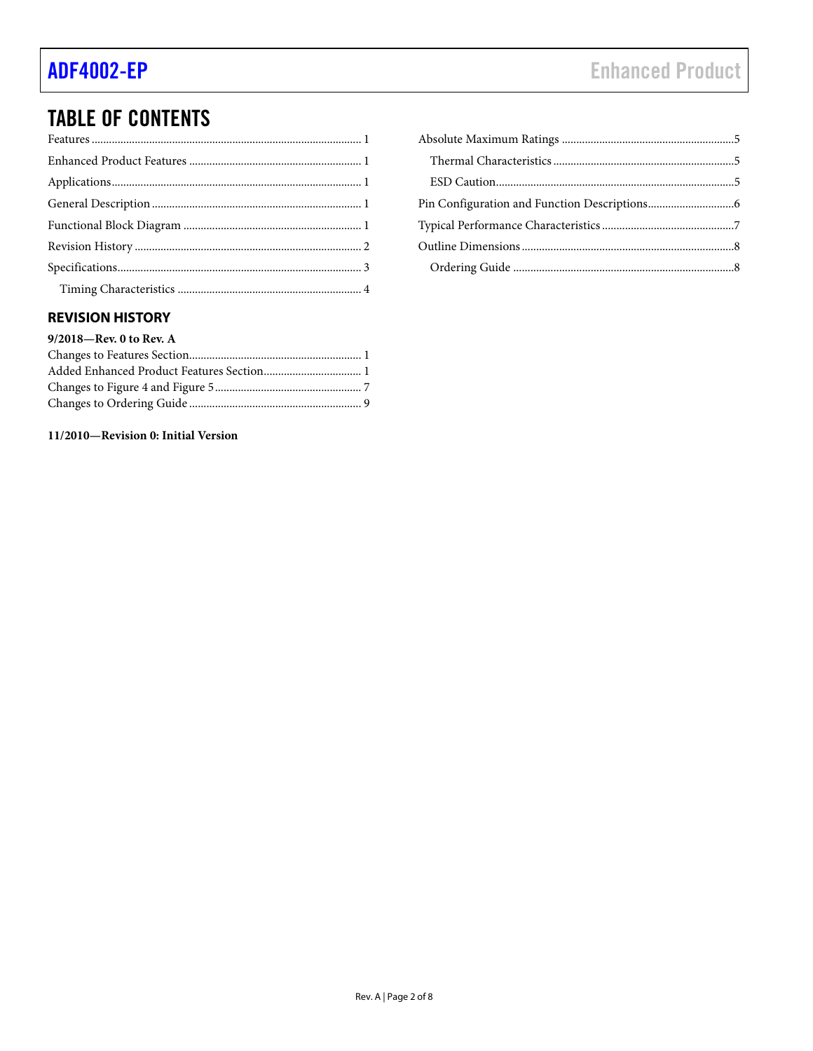## TABLE OF CONTENTS

Features ... 1
Enhanced Product Features ... 1
Applications ... 1
General Description ... 1
Functional Block Diagram ... 1
Revision History ... 2
Specifications ... 3
  Timing Characteristics ... 4
Absolute Maximum Ratings ... 5
  Thermal Characteristics ... 5
  ESD Caution ... 5
Pin Configuration and Function Descriptions ... 6
Typical Performance Characteristics ... 7
Outline Dimensions ... 8
  Ordering Guide ... 8

## REVISION HISTORY

**9/2018—Rev. 0 to Rev. A**

Changes to Features Section ... 1
Added Enhanced Product Features Section ... 1
Changes to Figure 4 and Figure 5 ... 7
Changes to Ordering Guide ... 9

**11/2010—Revision 0: Initial Version**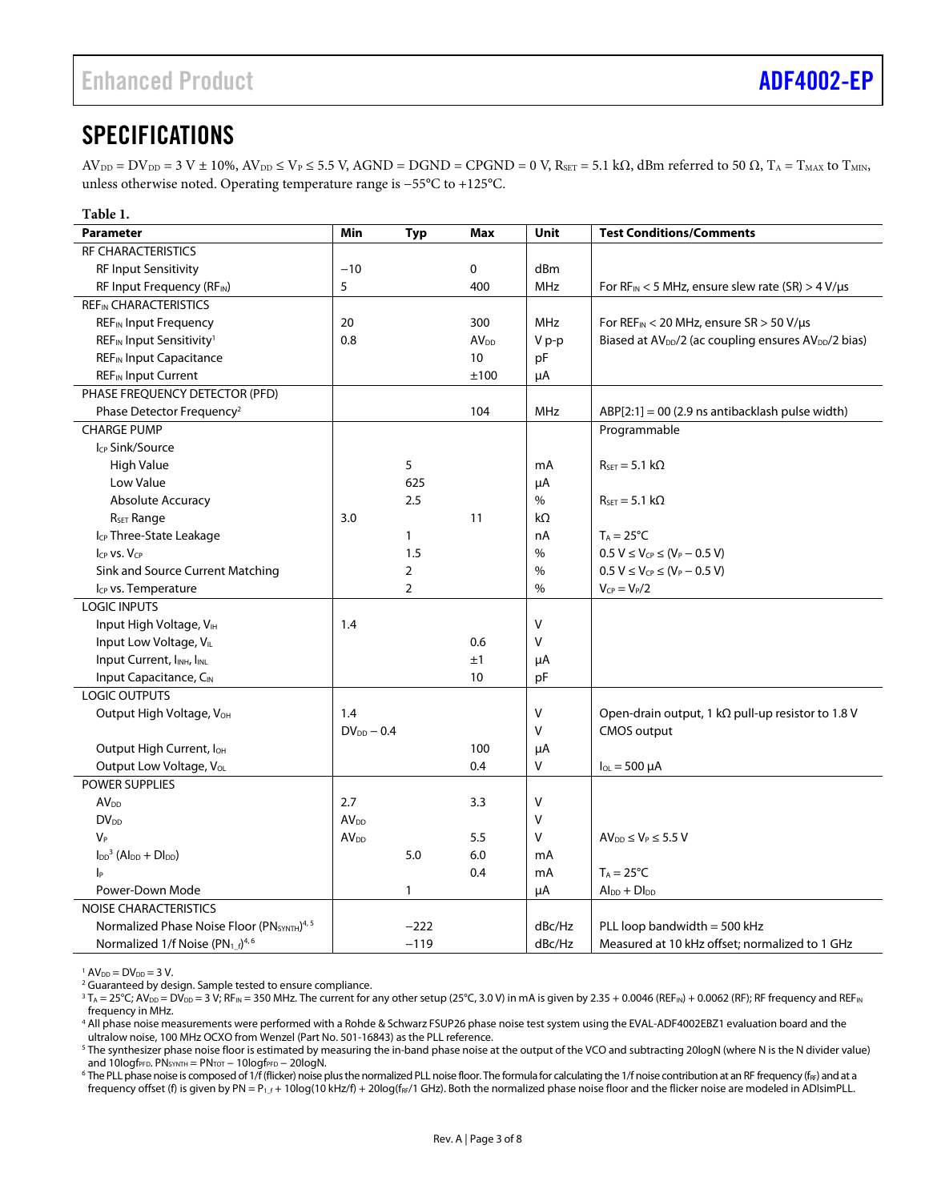## SPECIFICATIONS

$AV_{DD} = DV_{DD} = 3\text{ V} \pm 10\%$, $AV_{DD} \leq V_P \leq 5.5\text{ V}$, AGND = DGND = CPGND = 0 V, $R_{SET} = 5.1\text{ k}\Omega$, dBm referred to 50 Ω, $T_A = T_{MAX}$ to $T_{MIN}$, unless otherwise noted. Operating temperature range is −55°C to +125°C.

**Table 1.**

| Parameter | Min | Typ | Max | Unit | Test Conditions/Comments |
|---|---|---|---|---|---|
| RF CHARACTERISTICS | | | | | |
| RF Input Sensitivity | −10 | | 0 | dBm | |
| RF Input Frequency ($RF_{IN}$) | 5 | | 400 | MHz | For $RF_{IN}$ < 5 MHz, ensure slew rate (SR) > 4 V/μs |
| $REF_{IN}$ CHARACTERISTICS | | | | | |
| $REF_{IN}$ Input Frequency | 20 | | 300 | MHz | For $REF_{IN}$ < 20 MHz, ensure SR > 50 V/μs |
| $REF_{IN}$ Input Sensitivity[1] | 0.8 | | $AV_{DD}$ | V p-p | Biased at $AV_{DD}/2$ (ac coupling ensures $AV_{DD}/2$ bias) |
| $REF_{IN}$ Input Capacitance | | | 10 | pF | |
| $REF_{IN}$ Input Current | | | ±100 | μA | |
| PHASE FREQUENCY DETECTOR (PFD) | | | | | |
| Phase Detector Frequency[2] | | | 104 | MHz | ABP[2:1] = 00 (2.9 ns antibacklash pulse width) |
| CHARGE PUMP | | | | | Programmable |
| $I_{CP}$ Sink/Source | | | | | |
| High Value | | 5 | | mA | $R_{SET}$ = 5.1 kΩ |
| Low Value | | 625 | | μA | |
| Absolute Accuracy | | 2.5 | | % | $R_{SET}$ = 5.1 kΩ |
| $R_{SET}$ Range | 3.0 | | 11 | kΩ | |
| $I_{CP}$ Three-State Leakage | | 1 | | nA | $T_A$ = 25°C |
| $I_{CP}$ vs. $V_{CP}$ | | 1.5 | | % | $0.5\text{ V} \leq V_{CP} \leq (V_P - 0.5\text{ V})$ |
| Sink and Source Current Matching | | 2 | | % | $0.5\text{ V} \leq V_{CP} \leq (V_P - 0.5\text{ V})$ |
| $I_{CP}$ vs. Temperature | | 2 | | % | $V_{CP} = V_P/2$ |
| LOGIC INPUTS | | | | | |
| Input High Voltage, $V_{IH}$ | 1.4 | | | V | |
| Input Low Voltage, $V_{IL}$ | | | 0.6 | V | |
| Input Current, $I_{INH}$, $I_{INL}$ | | | ±1 | μA | |
| Input Capacitance, $C_{IN}$ | | | 10 | pF | |
| LOGIC OUTPUTS | | | | | |
| Output High Voltage, $V_{OH}$ | 1.4 | | | V | Open-drain output, 1 kΩ pull-up resistor to 1.8 V |
| | $DV_{DD}$ − 0.4 | | | V | CMOS output |
| Output High Current, $I_{OH}$ | | | 100 | μA | |
| Output Low Voltage, $V_{OL}$ | | | 0.4 | V | $I_{OL}$ = 500 μA |
| POWER SUPPLIES | | | | | |
| $AV_{DD}$ | 2.7 | | 3.3 | V | |
| $DV_{DD}$ | $AV_{DD}$ | | | V | |
| $V_P$ | $AV_{DD}$ | | 5.5 | V | $AV_{DD} \leq V_P \leq 5.5\text{ V}$ |
| $I_{DD}$[3] ($AI_{DD} + DI_{DD}$) | | 5.0 | 6.0 | mA | |
| $I_P$ | | | 0.4 | mA | $T_A$ = 25°C |
| Power-Down Mode | | 1 | | μA | $AI_{DD} + DI_{DD}$ |
| NOISE CHARACTERISTICS | | | | | |
| Normalized Phase Noise Floor ($PN_{SYNTH}$)[4, 5] | | −222 | | dBc/Hz | PLL loop bandwidth = 500 kHz |
| Normalized 1/f Noise ($PN_{1\_f}$)[4, 6] | | −119 | | dBc/Hz | Measured at 10 kHz offset; normalized to 1 GHz |

[1] $AV_{DD} = DV_{DD} = 3\text{ V}$.

[2] Guaranteed by design. Sample tested to ensure compliance.

[3] $T_A$ = 25°C; $AV_{DD} = DV_{DD} = 3\text{ V}$; $RF_{IN}$ = 350 MHz. The current for any other setup (25°C, 3.0 V) in mA is given by 2.35 + 0.0046 ($REF_{IN}$) + 0.0062 (RF); RF frequency and $REF_{IN}$ frequency in MHz.

[4] All phase noise measurements were performed with a Rohde & Schwarz FSUP26 phase noise test system using the EVAL-ADF4002EBZ1 evaluation board and the ultralow noise, 100 MHz OCXO from Wenzel (Part No. 501-16843) as the PLL reference.

[5] The synthesizer phase noise floor is estimated by measuring the in-band phase noise at the output of the VCO and subtracting 20logN (where N is the N divider value) and $10\log f_{PFD}$. $PN_{SYNTH} = PN_{TOT} - 10\log f_{PFD} - 20\log N$.

[6] The PLL phase noise is composed of 1/f (flicker) noise plus the normalized PLL noise floor. The formula for calculating the 1/f noise contribution at an RF frequency ($f_{RF}$) and at a frequency offset (f) is given by $PN = P_{1\_f} + 10\log(10\text{ kHz}/f) + 20\log(f_{RF}/1\text{ GHz})$. Both the normalized phase noise floor and the flicker noise are modeled in ADIsimPLL.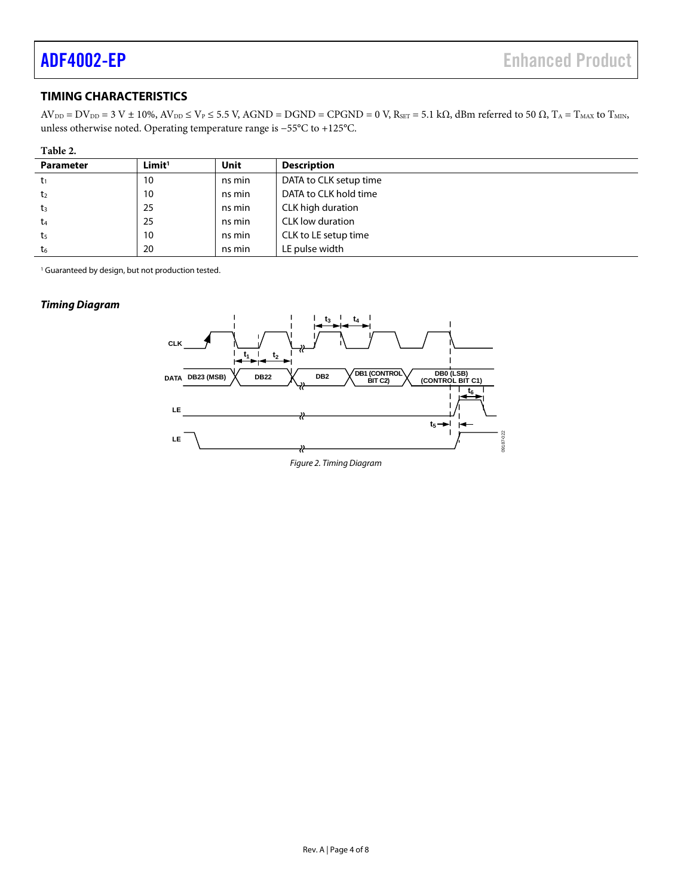## TIMING CHARACTERISTICS

$AV_{DD} = DV_{DD} = 3\text{ V} \pm 10\%$, $AV_{DD} \leq V_P \leq 5.5\text{ V}$, AGND = DGND = CPGND = 0 V, $R_{SET} = 5.1\text{ k}\Omega$, dBm referred to 50 Ω, $T_A = T_{MAX}$ to $T_{MIN}$, unless otherwise noted. Operating temperature range is −55°C to +125°C.

**Table 2.**

| Parameter | Limit[1] | Unit | Description |
|---|---|---|---|
| $t_1$ | 10 | ns min | DATA to CLK setup time |
| $t_2$ | 10 | ns min | DATA to CLK hold time |
| $t_3$ | 25 | ns min | CLK high duration |
| $t_4$ | 25 | ns min | CLK low duration |
| $t_5$ | 10 | ns min | CLK to LE setup time |
| $t_6$ | 20 | ns min | LE pulse width |

[1] Guaranteed by design, but not production tested.

### *Timing Diagram*

*Figure 2. Timing Diagram*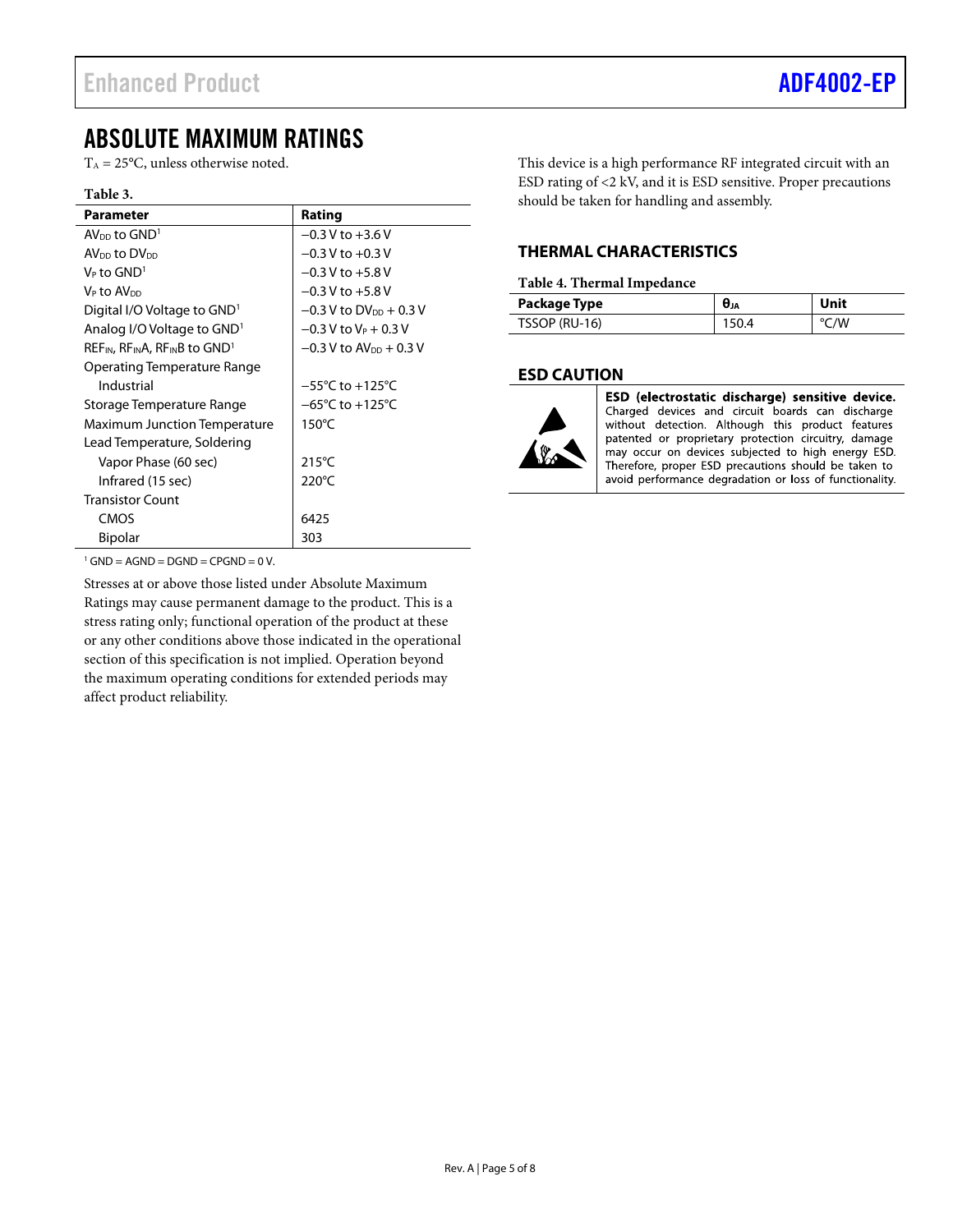## ABSOLUTE MAXIMUM RATINGS

$T_A$ = 25°C, unless otherwise noted.

**Table 3.**

| Parameter | Rating |
|---|---|
| $AV_{DD}$ to GND[1] | −0.3 V to +3.6 V |
| $AV_{DD}$ to $DV_{DD}$ | −0.3 V to +0.3 V |
| $V_P$ to GND[1] | −0.3 V to +5.8 V |
| $V_P$ to $AV_{DD}$ | −0.3 V to +5.8 V |
| Digital I/O Voltage to GND[1] | −0.3 V to $DV_{DD}$ + 0.3 V |
| Analog I/O Voltage to GND[1] | −0.3 V to $V_P$ + 0.3 V |
| $REF_{IN}$, $RF_{IN}A$, $RF_{IN}B$ to GND[1] | −0.3 V to $AV_{DD}$ + 0.3 V |
| Operating Temperature Range | |
| Industrial | −55°C to +125°C |
| Storage Temperature Range | −65°C to +125°C |
| Maximum Junction Temperature | 150°C |
| Lead Temperature, Soldering | |
| Vapor Phase (60 sec) | 215°C |
| Infrared (15 sec) | 220°C |
| Transistor Count | |
| CMOS | 6425 |
| Bipolar | 303 |

[1] GND = AGND = DGND = CPGND = 0 V.

Stresses at or above those listed under Absolute Maximum Ratings may cause permanent damage to the product. This is a stress rating only; functional operation of the product at these or any other conditions above those indicated in the operational section of this specification is not implied. Operation beyond the maximum operating conditions for extended periods may affect product reliability.

This device is a high performance RF integrated circuit with an ESD rating of <2 kV, and it is ESD sensitive. Proper precautions should be taken for handling and assembly.

### THERMAL CHARACTERISTICS

**Table 4. Thermal Impedance**

| Package Type | $\theta_{JA}$ | Unit |
|---|---|---|
| TSSOP (RU-16) | 150.4 | °C/W |

### ESD CAUTION

**ESD (electrostatic discharge) sensitive device.** Charged devices and circuit boards can discharge without detection. Although this product features patented or proprietary protection circuitry, damage may occur on devices subjected to high energy ESD. Therefore, proper ESD precautions should be taken to avoid performance degradation or loss of functionality.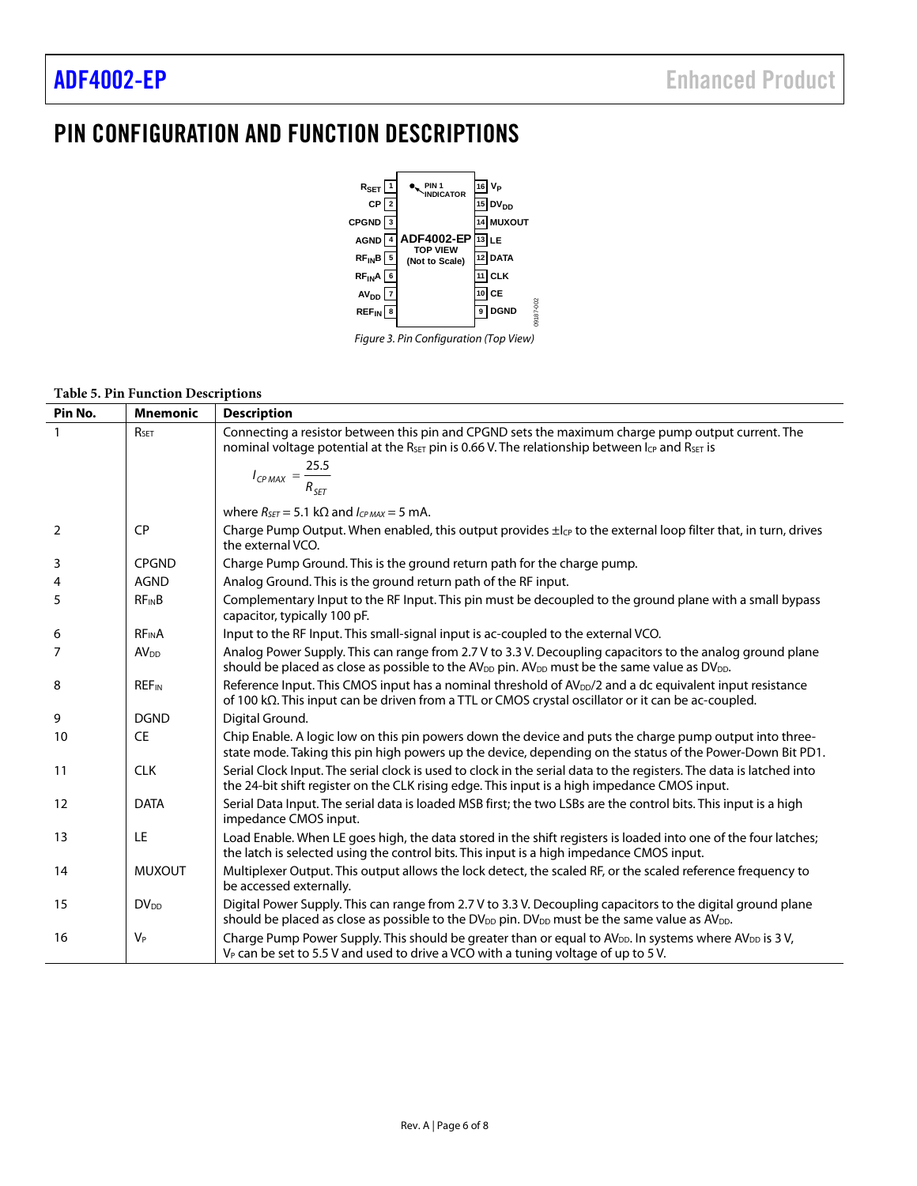# PIN CONFIGURATION AND FUNCTION DESCRIPTIONS

Figure 3. Pin Configuration (Top View)

**Table 5. Pin Function Descriptions**

| Pin No. | Mnemonic | Description |
|---|---|---|
| 1 | $R_{SET}$ | Connecting a resistor between this pin and CPGND sets the maximum charge pump output current. The nominal voltage potential at the $R_{SET}$ pin is 0.66 V. The relationship between $I_{CP}$ and $R_{SET}$ is $I_{CP\,MAX} = \frac{25.5}{R_{SET}}$ where $R_{SET}$ = 5.1 kΩ and $I_{CP\,MAX}$ = 5 mA. |
| 2 | CP | Charge Pump Output. When enabled, this output provides $\pm I_{CP}$ to the external loop filter that, in turn, drives the external VCO. |
| 3 | CPGND | Charge Pump Ground. This is the ground return path for the charge pump. |
| 4 | AGND | Analog Ground. This is the ground return path of the RF input. |
| 5 | $RF_{IN}B$ | Complementary Input to the RF Input. This pin must be decoupled to the ground plane with a small bypass capacitor, typically 100 pF. |
| 6 | $RF_{IN}A$ | Input to the RF Input. This small-signal input is ac-coupled to the external VCO. |
| 7 | $AV_{DD}$ | Analog Power Supply. This can range from 2.7 V to 3.3 V. Decoupling capacitors to the analog ground plane should be placed as close as possible to the $AV_{DD}$ pin. $AV_{DD}$ must be the same value as $DV_{DD}$. |
| 8 | $REF_{IN}$ | Reference Input. This CMOS input has a nominal threshold of $AV_{DD}/2$ and a dc equivalent input resistance of 100 kΩ. This input can be driven from a TTL or CMOS crystal oscillator or it can be ac-coupled. |
| 9 | DGND | Digital Ground. |
| 10 | CE | Chip Enable. A logic low on this pin powers down the device and puts the charge pump output into three-state mode. Taking this pin high powers up the device, depending on the status of the Power-Down Bit PD1. |
| 11 | CLK | Serial Clock Input. The serial clock is used to clock in the serial data to the registers. The data is latched into the 24-bit shift register on the CLK rising edge. This input is a high impedance CMOS input. |
| 12 | DATA | Serial Data Input. The serial data is loaded MSB first; the two LSBs are the control bits. This input is a high impedance CMOS input. |
| 13 | LE | Load Enable. When LE goes high, the data stored in the shift registers is loaded into one of the four latches; the latch is selected using the control bits. This input is a high impedance CMOS input. |
| 14 | MUXOUT | Multiplexer Output. This output allows the lock detect, the scaled RF, or the scaled reference frequency to be accessed externally. |
| 15 | $DV_{DD}$ | Digital Power Supply. This can range from 2.7 V to 3.3 V. Decoupling capacitors to the digital ground plane should be placed as close as possible to the $DV_{DD}$ pin. $DV_{DD}$ must be the same value as $AV_{DD}$. |
| 16 | $V_P$ | Charge Pump Power Supply. This should be greater than or equal to $AV_{DD}$. In systems where $AV_{DD}$ is 3 V, $V_P$ can be set to 5.5 V and used to drive a VCO with a tuning voltage of up to 5 V. |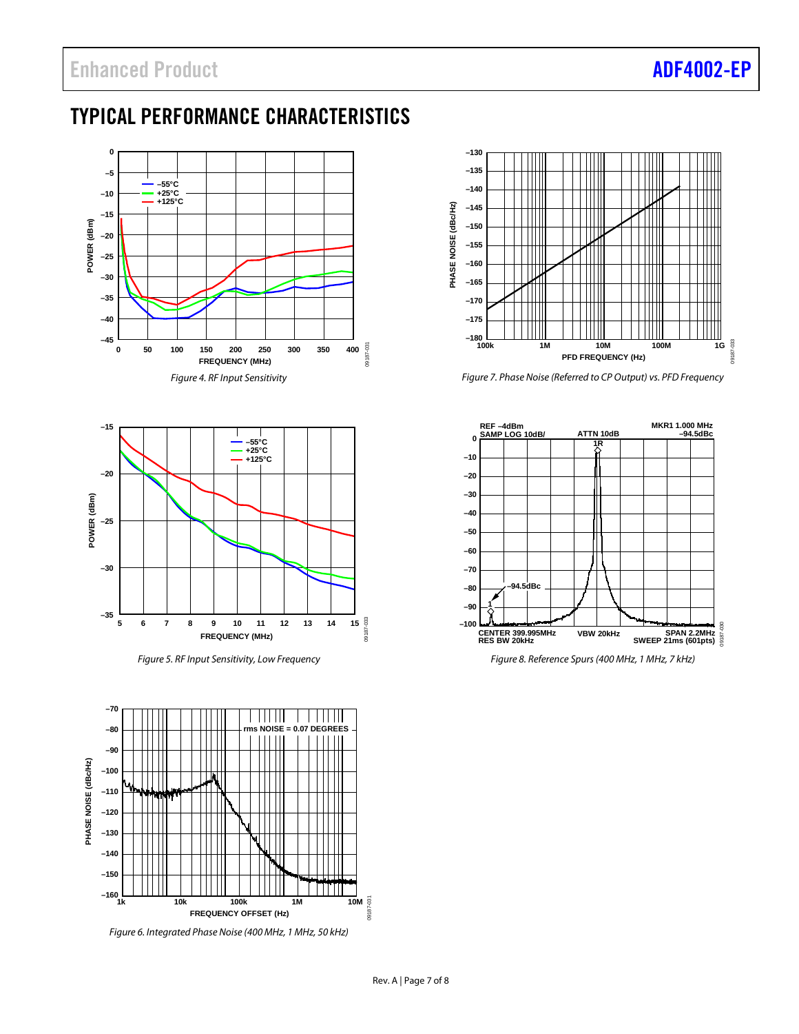## TYPICAL PERFORMANCE CHARACTERISTICS

*Figure 4. RF Input Sensitivity*

*Figure 5. RF Input Sensitivity, Low Frequency*

*Figure 6. Integrated Phase Noise (400 MHz, 1 MHz, 50 kHz)*

*Figure 7. Phase Noise (Referred to CP Output) vs. PFD Frequency*

*Figure 8. Reference Spurs (400 MHz, 1 MHz, 7 kHz)*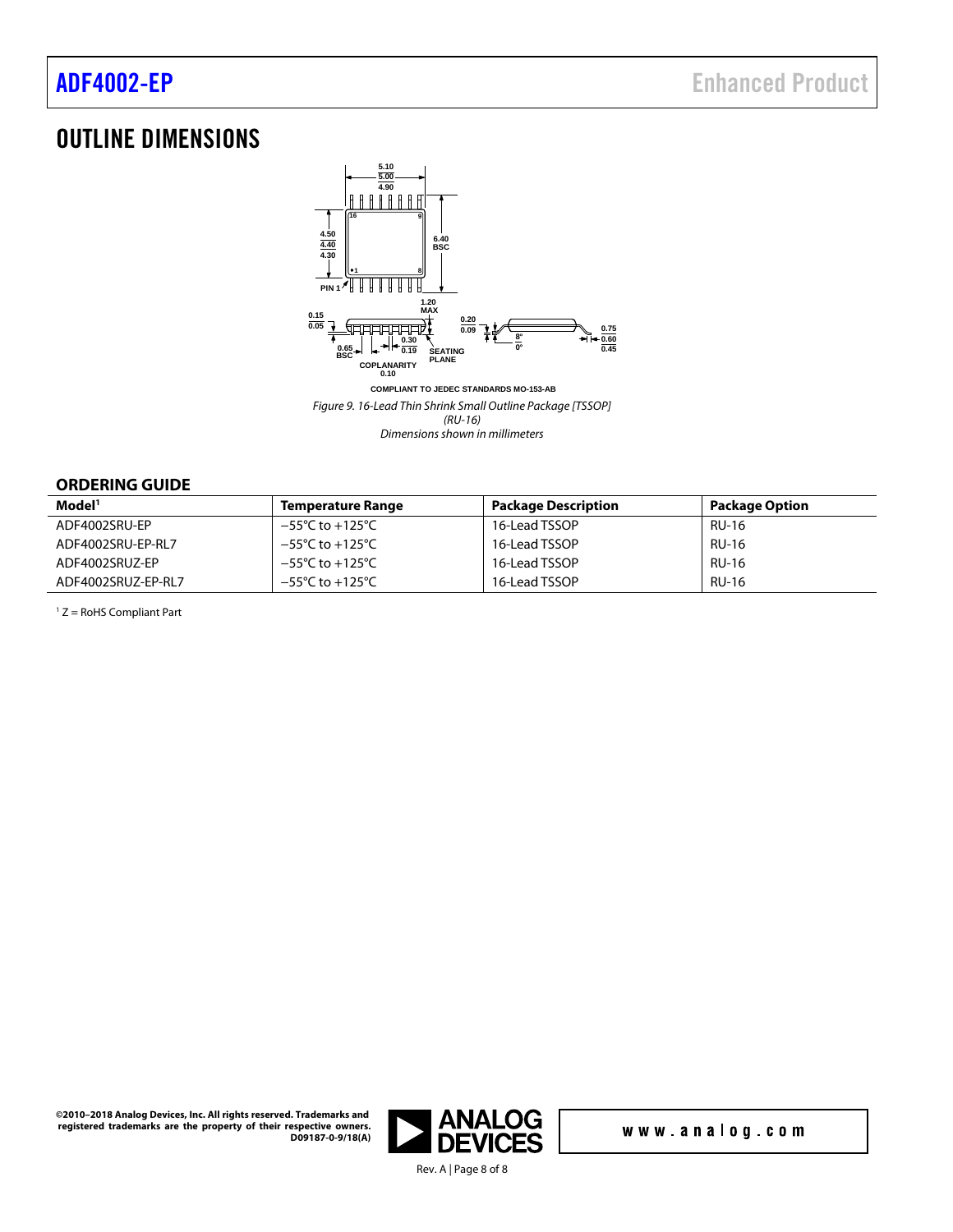# OUTLINE DIMENSIONS

5.10
5.00
4.90

16
9
1
8

4.50
4.40
4.30

6.40
BSC

PIN 1

1.20
MAX

0.15
0.05

0.30
0.19

0.65
BSC

COPLANARITY
0.10

SEATING
PLANE

0.20
0.09

8°
0°

0.75
0.60
0.45

COMPLIANT TO JEDEC STANDARDS MO-153-AB

*Figure 9. 16-Lead Thin Shrink Small Outline Package [TSSOP]*
*(RU-16)*
*Dimensions shown in millimeters*

## ORDERING GUIDE

| Model[1] | Temperature Range | Package Description | Package Option |
|---|---|---|---|
| ADF4002SRU-EP | −55°C to +125°C | 16-Lead TSSOP | RU-16 |
| ADF4002SRU-EP-RL7 | −55°C to +125°C | 16-Lead TSSOP | RU-16 |
| ADF4002SRUZ-EP | −55°C to +125°C | 16-Lead TSSOP | RU-16 |
| ADF4002SRUZ-EP-RL7 | −55°C to +125°C | 16-Lead TSSOP | RU-16 |

[1] Z = RoHS Compliant Part

**©2010–2018 Analog Devices, Inc. All rights reserved. Trademarks and registered trademarks are the property of their respective owners. D09187-0-9/18(A)**